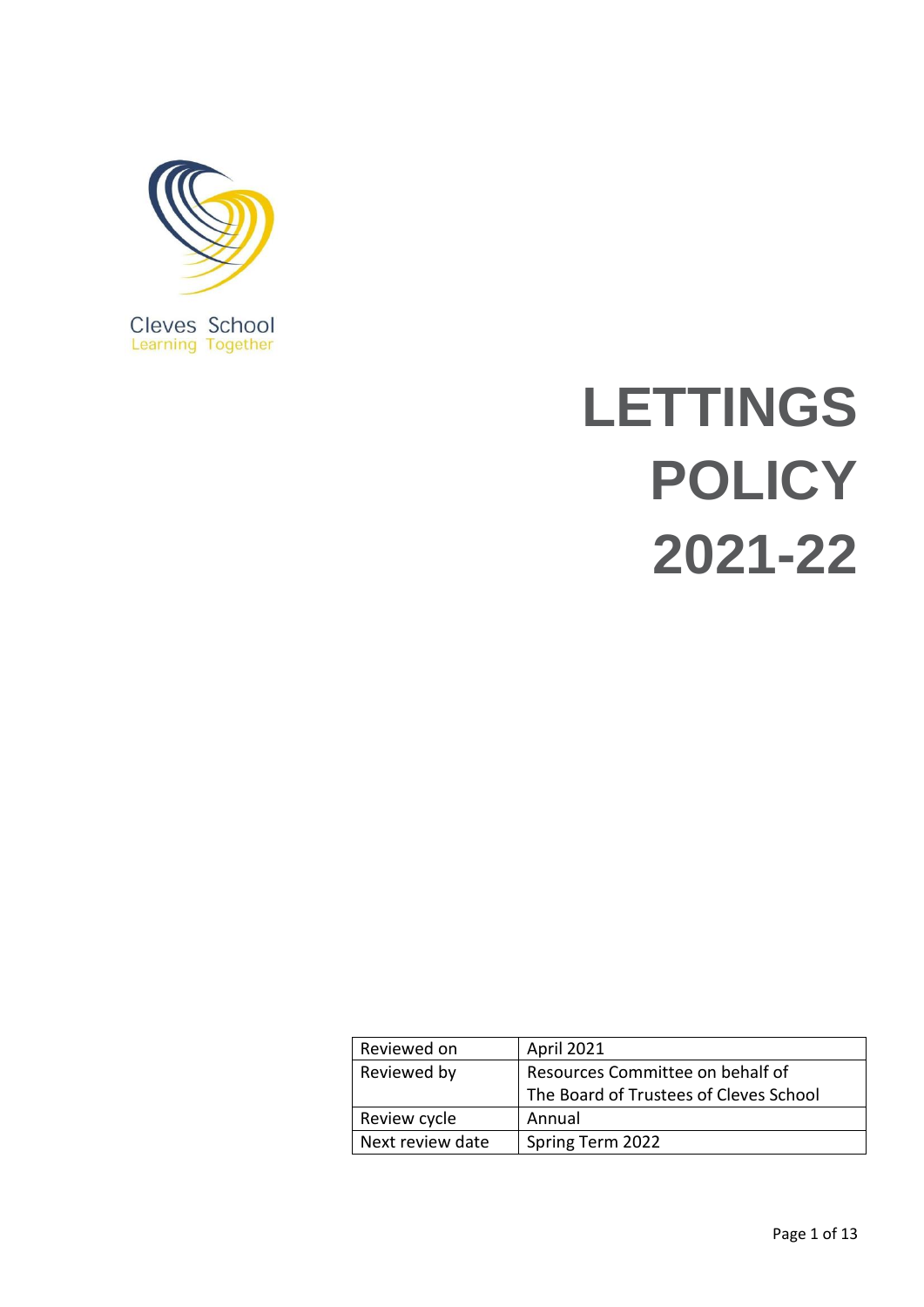Cleves School
Learning Together

# LETTINGS POLICY 2021-22

| Reviewed on | April 2021 |
| --- | --- |
| Reviewed by | Resources Committee on behalf of The Board of Trustees of Cleves School |
| Review cycle | Annual |
| Next review date | Spring Term 2022 |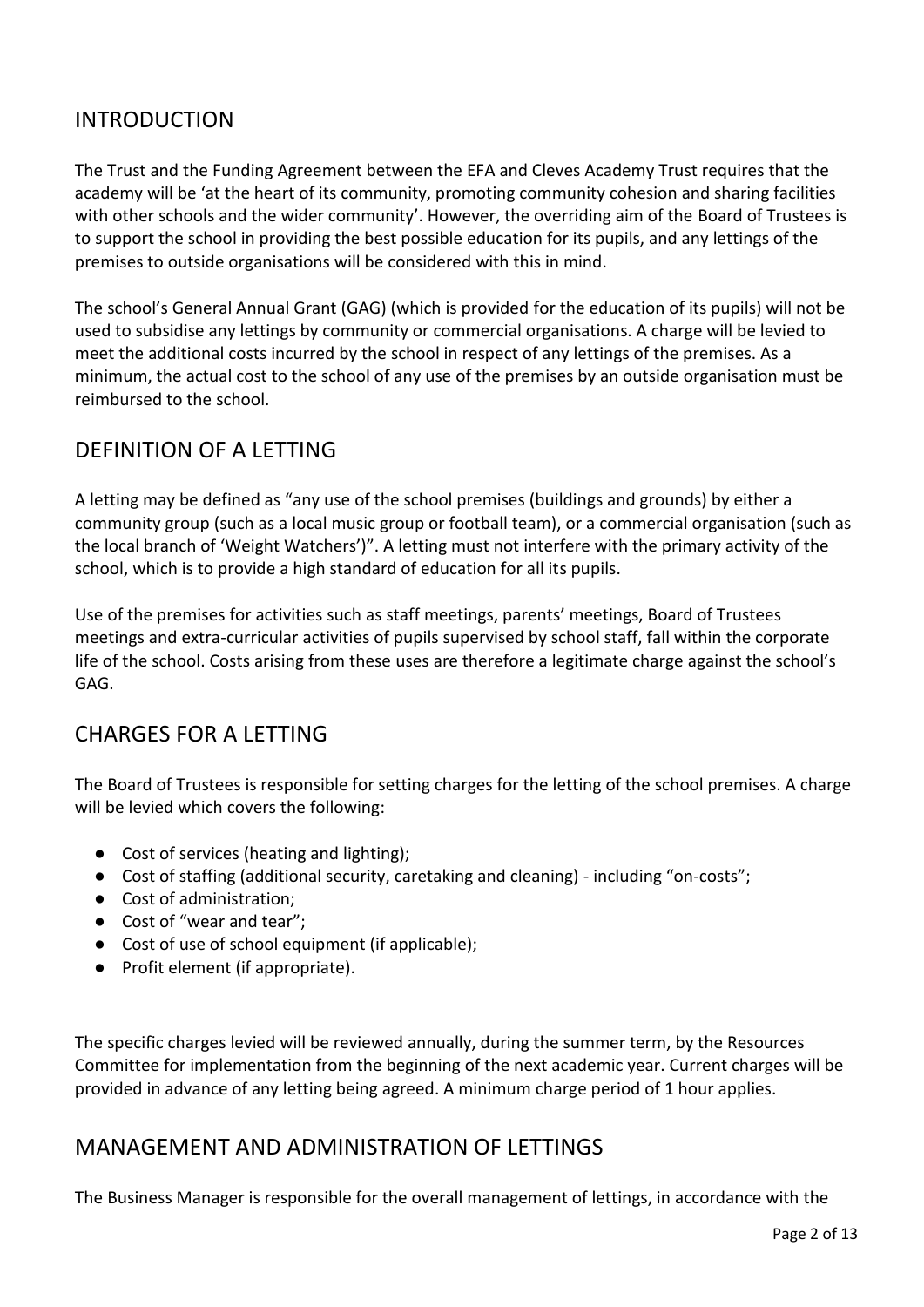## INTRODUCTION

The Trust and the Funding Agreement between the EFA and Cleves Academy Trust requires that the academy will be 'at the heart of its community, promoting community cohesion and sharing facilities with other schools and the wider community'. However, the overriding aim of the Board of Trustees is to support the school in providing the best possible education for its pupils, and any lettings of the premises to outside organisations will be considered with this in mind.

The school's General Annual Grant (GAG) (which is provided for the education of its pupils) will not be used to subsidise any lettings by community or commercial organisations. A charge will be levied to meet the additional costs incurred by the school in respect of any lettings of the premises. As a minimum, the actual cost to the school of any use of the premises by an outside organisation must be reimbursed to the school.

## DEFINITION OF A LETTING

A letting may be defined as "any use of the school premises (buildings and grounds) by either a community group (such as a local music group or football team), or a commercial organisation (such as the local branch of 'Weight Watchers')". A letting must not interfere with the primary activity of the school, which is to provide a high standard of education for all its pupils.

Use of the premises for activities such as staff meetings, parents' meetings, Board of Trustees meetings and extra-curricular activities of pupils supervised by school staff, fall within the corporate life of the school. Costs arising from these uses are therefore a legitimate charge against the school's GAG.

## CHARGES FOR A LETTING

The Board of Trustees is responsible for setting charges for the letting of the school premises. A charge will be levied which covers the following:

- Cost of services (heating and lighting);
- Cost of staffing (additional security, caretaking and cleaning) - including "on-costs";
- Cost of administration;
- Cost of "wear and tear";
- Cost of use of school equipment (if applicable);
- Profit element (if appropriate).

The specific charges levied will be reviewed annually, during the summer term, by the Resources Committee for implementation from the beginning of the next academic year. Current charges will be provided in advance of any letting being agreed. A minimum charge period of 1 hour applies.

## MANAGEMENT AND ADMINISTRATION OF LETTINGS

The Business Manager is responsible for the overall management of lettings, in accordance with the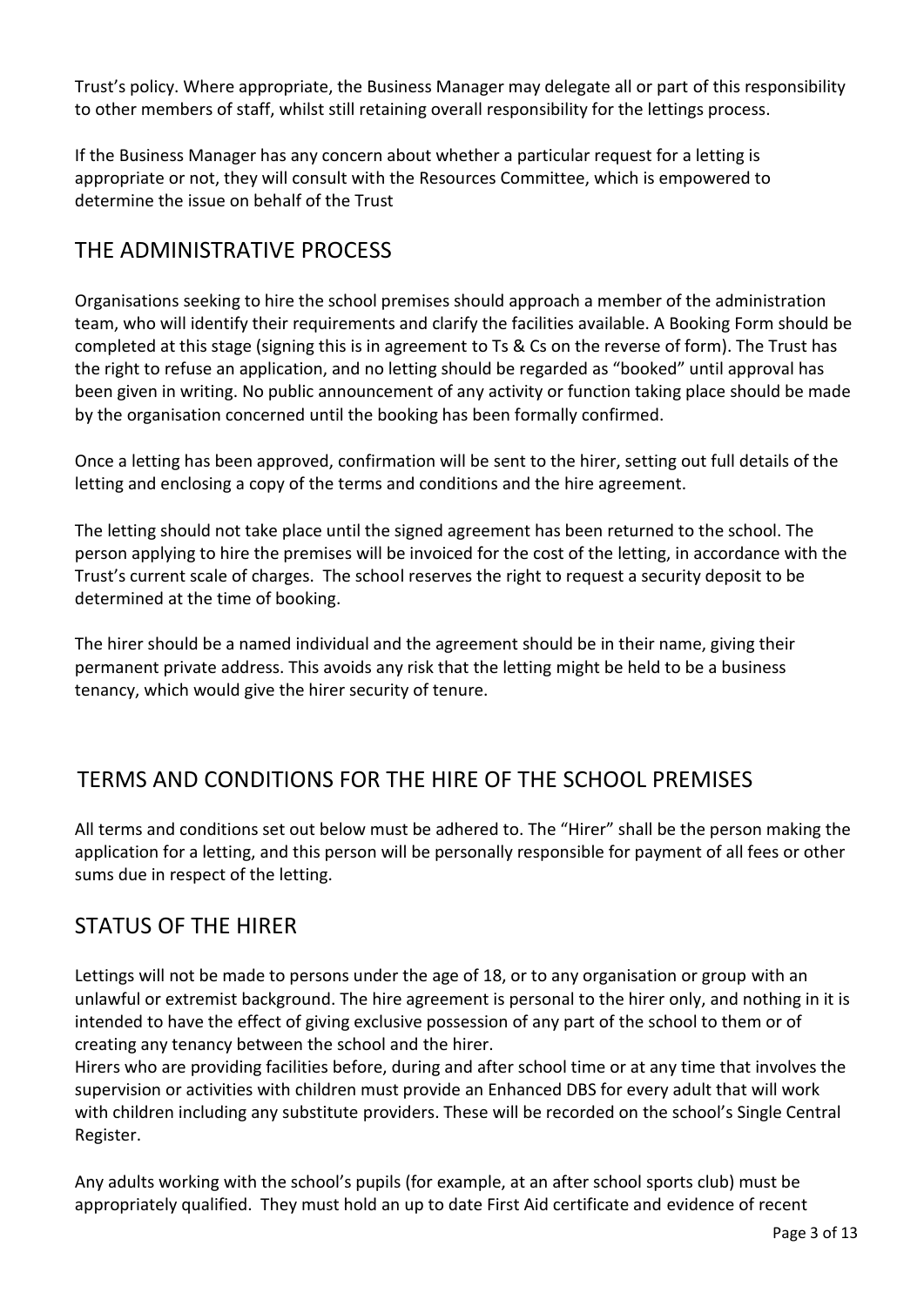Trust's policy. Where appropriate, the Business Manager may delegate all or part of this responsibility to other members of staff, whilst still retaining overall responsibility for the lettings process.

If the Business Manager has any concern about whether a particular request for a letting is appropriate or not, they will consult with the Resources Committee, which is empowered to determine the issue on behalf of the Trust

## THE ADMINISTRATIVE PROCESS

Organisations seeking to hire the school premises should approach a member of the administration team, who will identify their requirements and clarify the facilities available. A Booking Form should be completed at this stage (signing this is in agreement to Ts & Cs on the reverse of form). The Trust has the right to refuse an application, and no letting should be regarded as "booked" until approval has been given in writing. No public announcement of any activity or function taking place should be made by the organisation concerned until the booking has been formally confirmed.

Once a letting has been approved, confirmation will be sent to the hirer, setting out full details of the letting and enclosing a copy of the terms and conditions and the hire agreement.

The letting should not take place until the signed agreement has been returned to the school. The person applying to hire the premises will be invoiced for the cost of the letting, in accordance with the Trust's current scale of charges. The school reserves the right to request a security deposit to be determined at the time of booking.

The hirer should be a named individual and the agreement should be in their name, giving their permanent private address. This avoids any risk that the letting might be held to be a business tenancy, which would give the hirer security of tenure.

## TERMS AND CONDITIONS FOR THE HIRE OF THE SCHOOL PREMISES

All terms and conditions set out below must be adhered to. The "Hirer" shall be the person making the application for a letting, and this person will be personally responsible for payment of all fees or other sums due in respect of the letting.

## STATUS OF THE HIRER

Lettings will not be made to persons under the age of 18, or to any organisation or group with an unlawful or extremist background. The hire agreement is personal to the hirer only, and nothing in it is intended to have the effect of giving exclusive possession of any part of the school to them or of creating any tenancy between the school and the hirer.

Hirers who are providing facilities before, during and after school time or at any time that involves the supervision or activities with children must provide an Enhanced DBS for every adult that will work with children including any substitute providers. These will be recorded on the school's Single Central Register.

Any adults working with the school's pupils (for example, at an after school sports club) must be appropriately qualified. They must hold an up to date First Aid certificate and evidence of recent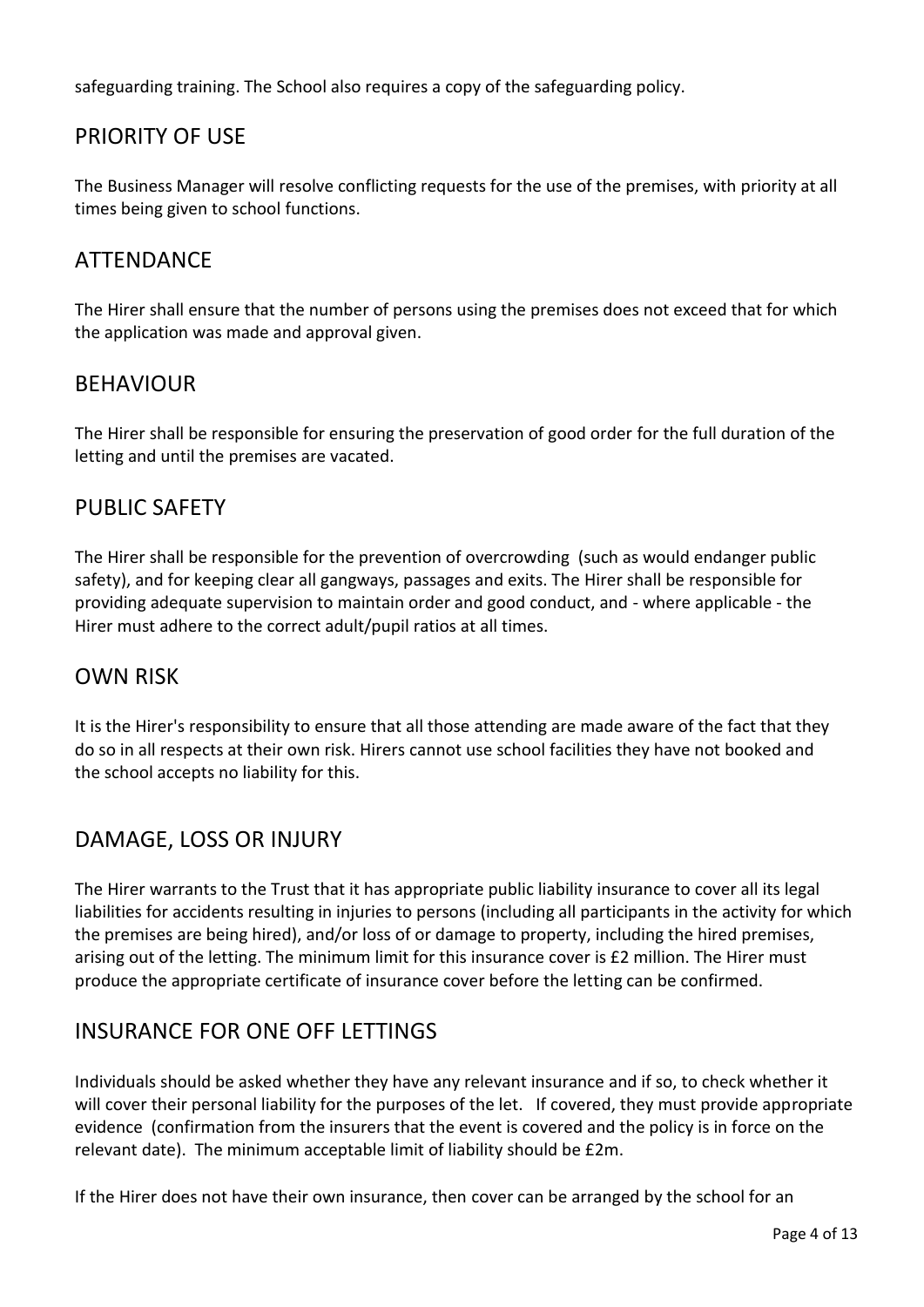safeguarding training. The School also requires a copy of the safeguarding policy.

## PRIORITY OF USE

The Business Manager will resolve conflicting requests for the use of the premises, with priority at all times being given to school functions.

## ATTENDANCE

The Hirer shall ensure that the number of persons using the premises does not exceed that for which the application was made and approval given.

## BEHAVIOUR

The Hirer shall be responsible for ensuring the preservation of good order for the full duration of the letting and until the premises are vacated.

## PUBLIC SAFETY

The Hirer shall be responsible for the prevention of overcrowding (such as would endanger public safety), and for keeping clear all gangways, passages and exits. The Hirer shall be responsible for providing adequate supervision to maintain order and good conduct, and - where applicable - the Hirer must adhere to the correct adult/pupil ratios at all times.

## OWN RISK

It is the Hirer's responsibility to ensure that all those attending are made aware of the fact that they do so in all respects at their own risk. Hirers cannot use school facilities they have not booked and the school accepts no liability for this.

## DAMAGE, LOSS OR INJURY

The Hirer warrants to the Trust that it has appropriate public liability insurance to cover all its legal liabilities for accidents resulting in injuries to persons (including all participants in the activity for which the premises are being hired), and/or loss of or damage to property, including the hired premises, arising out of the letting. The minimum limit for this insurance cover is £2 million. The Hirer must produce the appropriate certificate of insurance cover before the letting can be confirmed.

## INSURANCE FOR ONE OFF LETTINGS

Individuals should be asked whether they have any relevant insurance and if so, to check whether it will cover their personal liability for the purposes of the let. If covered, they must provide appropriate evidence (confirmation from the insurers that the event is covered and the policy is in force on the relevant date). The minimum acceptable limit of liability should be £2m.

If the Hirer does not have their own insurance, then cover can be arranged by the school for an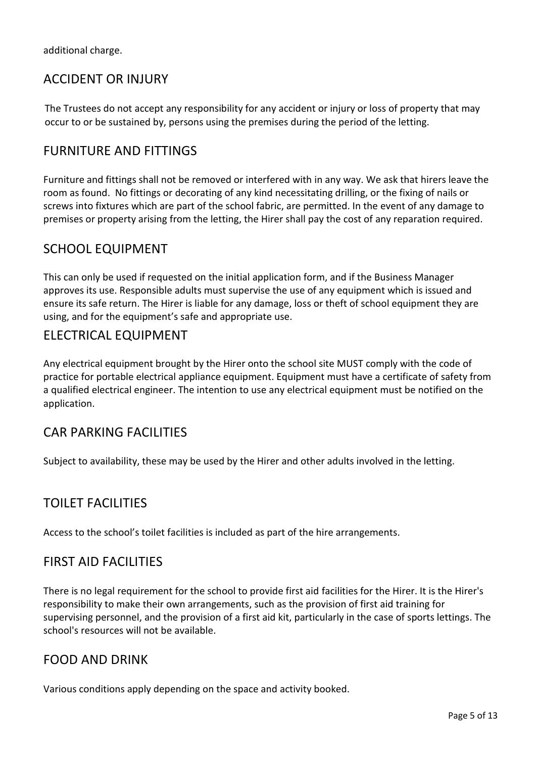additional charge.

## ACCIDENT OR INJURY

The Trustees do not accept any responsibility for any accident or injury or loss of property that may occur to or be sustained by, persons using the premises during the period of the letting.

## FURNITURE AND FITTINGS

Furniture and fittings shall not be removed or interfered with in any way. We ask that hirers leave the room as found. No fittings or decorating of any kind necessitating drilling, or the fixing of nails or screws into fixtures which are part of the school fabric, are permitted. In the event of any damage to premises or property arising from the letting, the Hirer shall pay the cost of any reparation required.

## SCHOOL EQUIPMENT

This can only be used if requested on the initial application form, and if the Business Manager approves its use. Responsible adults must supervise the use of any equipment which is issued and ensure its safe return. The Hirer is liable for any damage, loss or theft of school equipment they are using, and for the equipment's safe and appropriate use.

## ELECTRICAL EQUIPMENT

Any electrical equipment brought by the Hirer onto the school site MUST comply with the code of practice for portable electrical appliance equipment. Equipment must have a certificate of safety from a qualified electrical engineer. The intention to use any electrical equipment must be notified on the application.

## CAR PARKING FACILITIES

Subject to availability, these may be used by the Hirer and other adults involved in the letting.

## TOILET FACILITIES

Access to the school's toilet facilities is included as part of the hire arrangements.

## FIRST AID FACILITIES

There is no legal requirement for the school to provide first aid facilities for the Hirer. It is the Hirer's responsibility to make their own arrangements, such as the provision of first aid training for supervising personnel, and the provision of a first aid kit, particularly in the case of sports lettings. The school's resources will not be available.

## FOOD AND DRINK

Various conditions apply depending on the space and activity booked.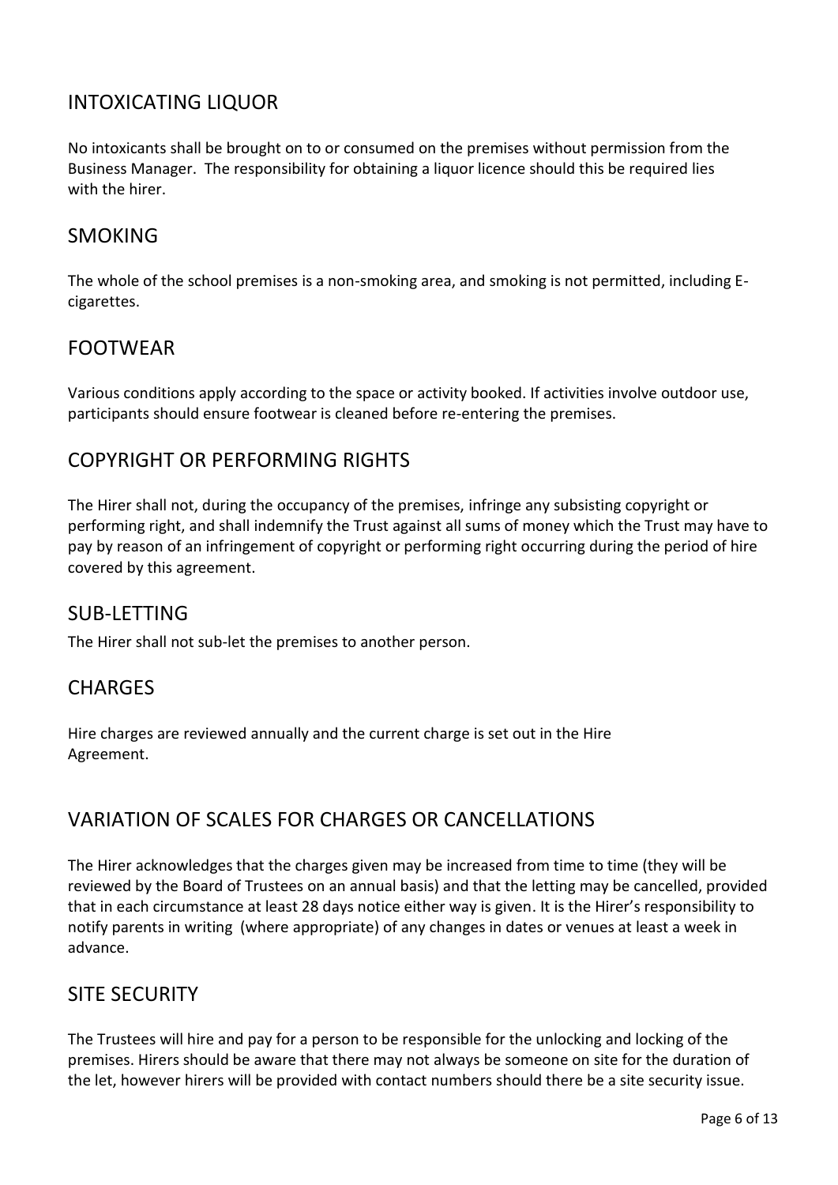## INTOXICATING LIQUOR

No intoxicants shall be brought on to or consumed on the premises without permission from the Business Manager. The responsibility for obtaining a liquor licence should this be required lies with the hirer.

## SMOKING

The whole of the school premises is a non-smoking area, and smoking is not permitted, including E-cigarettes.

## FOOTWEAR

Various conditions apply according to the space or activity booked. If activities involve outdoor use, participants should ensure footwear is cleaned before re-entering the premises.

## COPYRIGHT OR PERFORMING RIGHTS

The Hirer shall not, during the occupancy of the premises, infringe any subsisting copyright or performing right, and shall indemnify the Trust against all sums of money which the Trust may have to pay by reason of an infringement of copyright or performing right occurring during the period of hire covered by this agreement.

## SUB-LETTING

The Hirer shall not sub-let the premises to another person.

## CHARGES

Hire charges are reviewed annually and the current charge is set out in the Hire Agreement.

## VARIATION OF SCALES FOR CHARGES OR CANCELLATIONS

The Hirer acknowledges that the charges given may be increased from time to time (they will be reviewed by the Board of Trustees on an annual basis) and that the letting may be cancelled, provided that in each circumstance at least 28 days notice either way is given. It is the Hirer's responsibility to notify parents in writing (where appropriate) of any changes in dates or venues at least a week in advance.

## SITE SECURITY

The Trustees will hire and pay for a person to be responsible for the unlocking and locking of the premises. Hirers should be aware that there may not always be someone on site for the duration of the let, however hirers will be provided with contact numbers should there be a site security issue.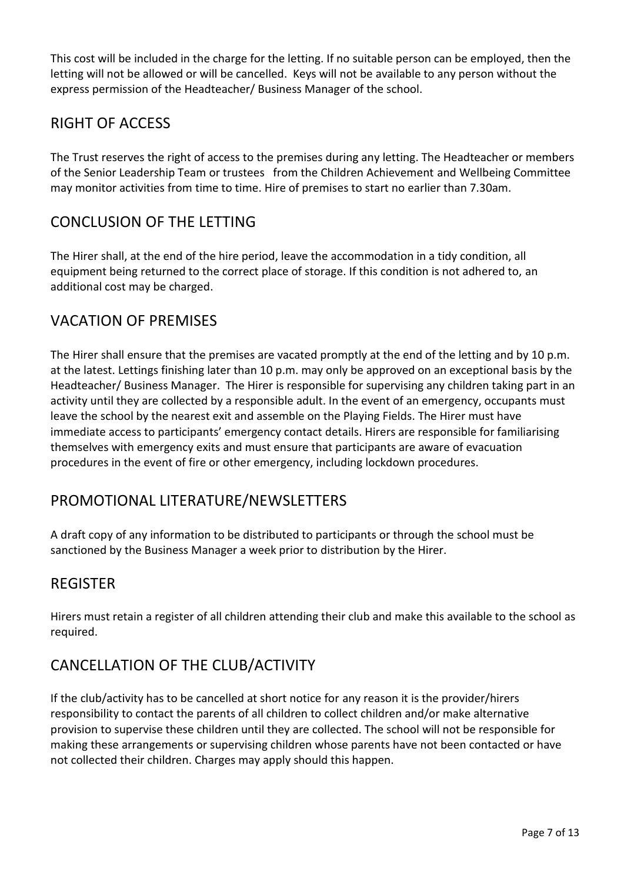This cost will be included in the charge for the letting. If no suitable person can be employed, then the letting will not be allowed or will be cancelled. Keys will not be available to any person without the express permission of the Headteacher/ Business Manager of the school.

## RIGHT OF ACCESS

The Trust reserves the right of access to the premises during any letting. The Headteacher or members of the Senior Leadership Team or trustees from the Children Achievement and Wellbeing Committee may monitor activities from time to time. Hire of premises to start no earlier than 7.30am.

## CONCLUSION OF THE LETTING

The Hirer shall, at the end of the hire period, leave the accommodation in a tidy condition, all equipment being returned to the correct place of storage. If this condition is not adhered to, an additional cost may be charged.

## VACATION OF PREMISES

The Hirer shall ensure that the premises are vacated promptly at the end of the letting and by 10 p.m. at the latest. Lettings finishing later than 10 p.m. may only be approved on an exceptional basis by the Headteacher/ Business Manager. The Hirer is responsible for supervising any children taking part in an activity until they are collected by a responsible adult. In the event of an emergency, occupants must leave the school by the nearest exit and assemble on the Playing Fields. The Hirer must have immediate access to participants' emergency contact details. Hirers are responsible for familiarising themselves with emergency exits and must ensure that participants are aware of evacuation procedures in the event of fire or other emergency, including lockdown procedures.

## PROMOTIONAL LITERATURE/NEWSLETTERS

A draft copy of any information to be distributed to participants or through the school must be sanctioned by the Business Manager a week prior to distribution by the Hirer.

## REGISTER

Hirers must retain a register of all children attending their club and make this available to the school as required.

## CANCELLATION OF THE CLUB/ACTIVITY

If the club/activity has to be cancelled at short notice for any reason it is the provider/hirers responsibility to contact the parents of all children to collect children and/or make alternative provision to supervise these children until they are collected. The school will not be responsible for making these arrangements or supervising children whose parents have not been contacted or have not collected their children. Charges may apply should this happen.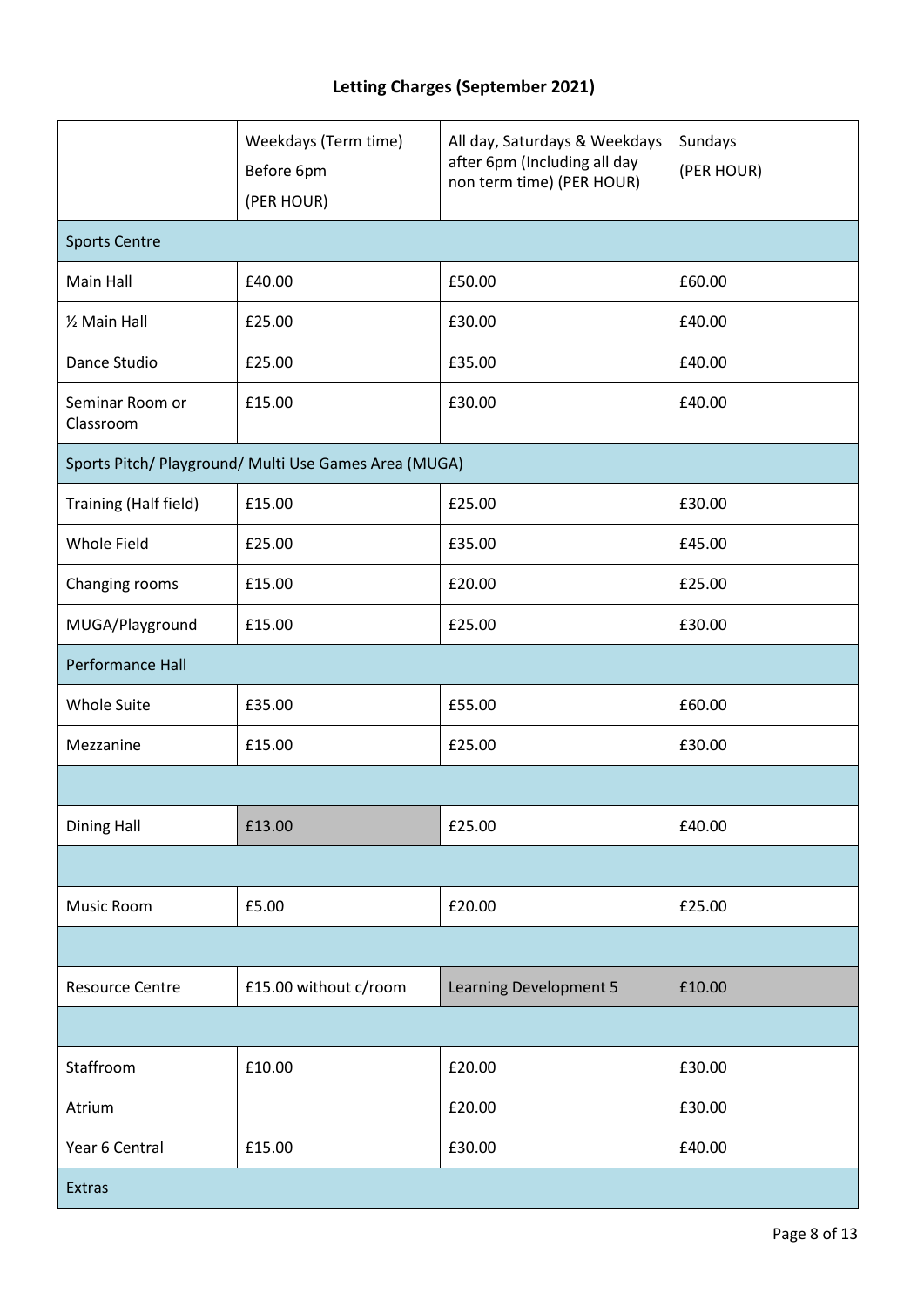## Letting Charges (September 2021)

| | Weekdays (Term time) Before 6pm (PER HOUR) | All day, Saturdays & Weekdays after 6pm (Including all day non term time) (PER HOUR) | Sundays (PER HOUR) |
|---|---|---|---|
| Sports Centre | | | |
| Main Hall | £40.00 | £50.00 | £60.00 |
| ½ Main Hall | £25.00 | £30.00 | £40.00 |
| Dance Studio | £25.00 | £35.00 | £40.00 |
| Seminar Room or Classroom | £15.00 | £30.00 | £40.00 |
| Sports Pitch/ Playground/ Multi Use Games Area (MUGA) | | | |
| Training (Half field) | £15.00 | £25.00 | £30.00 |
| Whole Field | £25.00 | £35.00 | £45.00 |
| Changing rooms | £15.00 | £20.00 | £25.00 |
| MUGA/Playground | £15.00 | £25.00 | £30.00 |
| Performance Hall | | | |
| Whole Suite | £35.00 | £55.00 | £60.00 |
| Mezzanine | £15.00 | £25.00 | £30.00 |
| | | | |
| Dining Hall | £13.00 | £25.00 | £40.00 |
| | | | |
| Music Room | £5.00 | £20.00 | £25.00 |
| | | | |
| Resource Centre | £15.00 without c/room | Learning Development 5 | £10.00 |
| | | | |
| Staffroom | £10.00 | £20.00 | £30.00 |
| Atrium | | £20.00 | £30.00 |
| Year 6 Central | £15.00 | £30.00 | £40.00 |
| Extras | | | |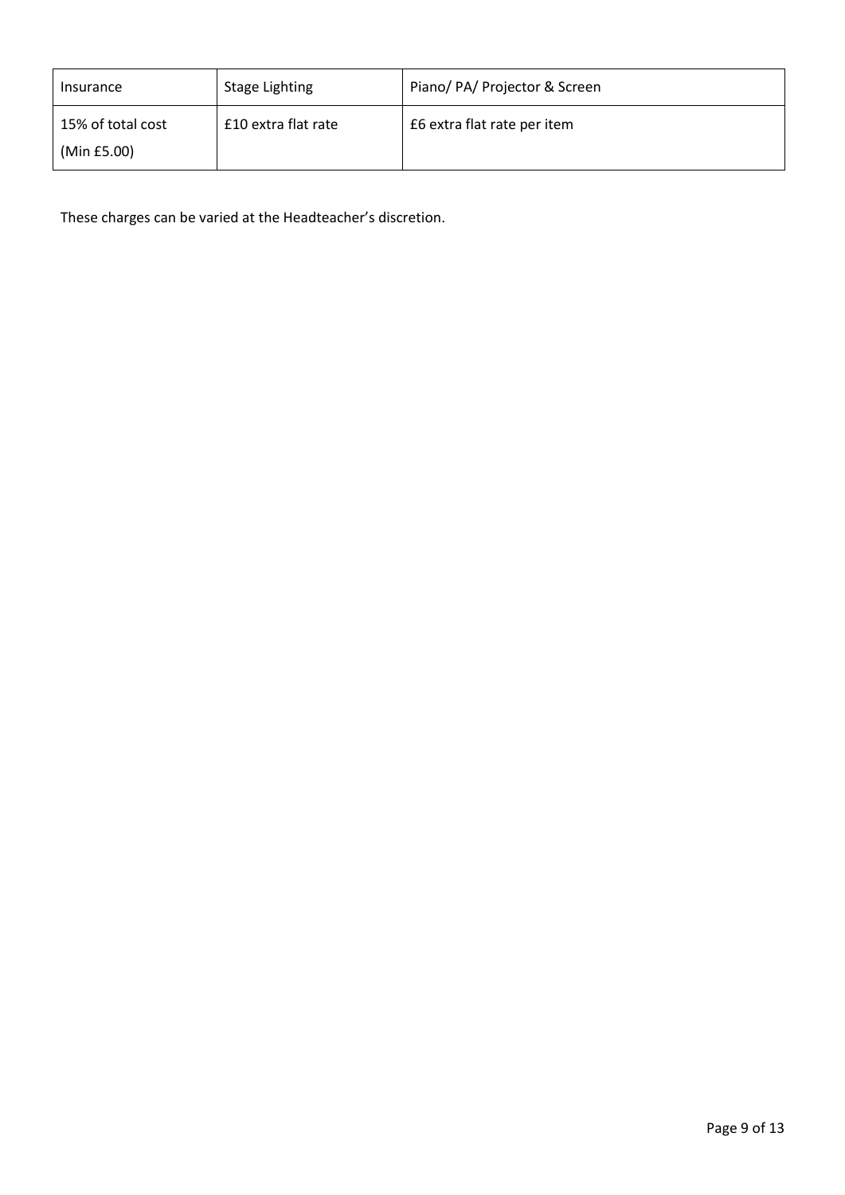| Insurance | Stage Lighting | Piano/ PA/ Projector & Screen |
| --- | --- | --- |
| 15% of total cost (Min £5.00) | £10 extra flat rate | £6 extra flat rate per item |

These charges can be varied at the Headteacher's discretion.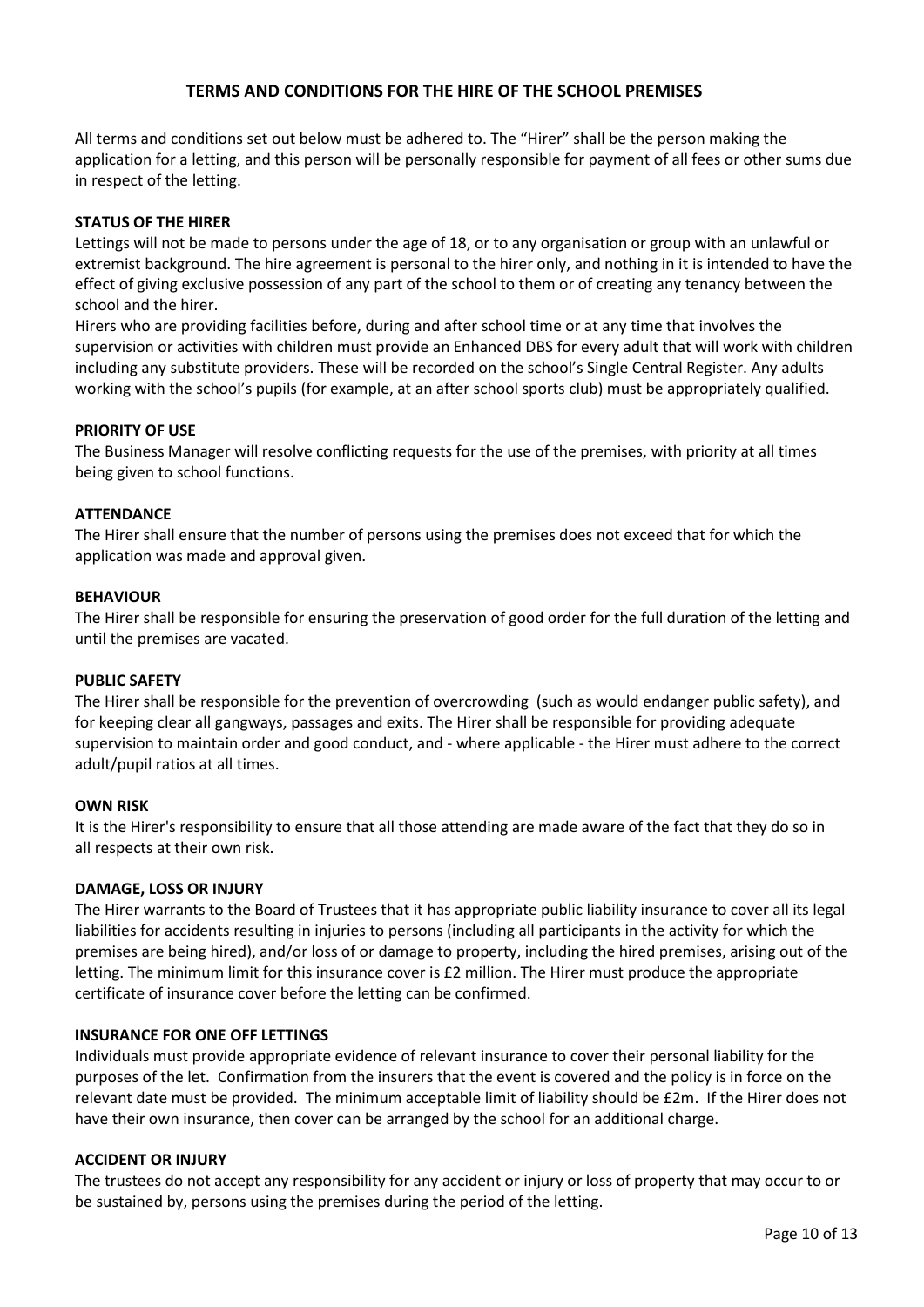# TERMS AND CONDITIONS FOR THE HIRE OF THE SCHOOL PREMISES

All terms and conditions set out below must be adhered to. The "Hirer" shall be the person making the application for a letting, and this person will be personally responsible for payment of all fees or other sums due in respect of the letting.

## STATUS OF THE HIRER

Lettings will not be made to persons under the age of 18, or to any organisation or group with an unlawful or extremist background. The hire agreement is personal to the hirer only, and nothing in it is intended to have the effect of giving exclusive possession of any part of the school to them or of creating any tenancy between the school and the hirer.

Hirers who are providing facilities before, during and after school time or at any time that involves the supervision or activities with children must provide an Enhanced DBS for every adult that will work with children including any substitute providers. These will be recorded on the school's Single Central Register. Any adults working with the school's pupils (for example, at an after school sports club) must be appropriately qualified.

## PRIORITY OF USE

The Business Manager will resolve conflicting requests for the use of the premises, with priority at all times being given to school functions.

## ATTENDANCE

The Hirer shall ensure that the number of persons using the premises does not exceed that for which the application was made and approval given.

## BEHAVIOUR

The Hirer shall be responsible for ensuring the preservation of good order for the full duration of the letting and until the premises are vacated.

## PUBLIC SAFETY

The Hirer shall be responsible for the prevention of overcrowding (such as would endanger public safety), and for keeping clear all gangways, passages and exits. The Hirer shall be responsible for providing adequate supervision to maintain order and good conduct, and - where applicable - the Hirer must adhere to the correct adult/pupil ratios at all times.

## OWN RISK

It is the Hirer's responsibility to ensure that all those attending are made aware of the fact that they do so in all respects at their own risk.

## DAMAGE, LOSS OR INJURY

The Hirer warrants to the Board of Trustees that it has appropriate public liability insurance to cover all its legal liabilities for accidents resulting in injuries to persons (including all participants in the activity for which the premises are being hired), and/or loss of or damage to property, including the hired premises, arising out of the letting. The minimum limit for this insurance cover is £2 million. The Hirer must produce the appropriate certificate of insurance cover before the letting can be confirmed.

## INSURANCE FOR ONE OFF LETTINGS

Individuals must provide appropriate evidence of relevant insurance to cover their personal liability for the purposes of the let. Confirmation from the insurers that the event is covered and the policy is in force on the relevant date must be provided. The minimum acceptable limit of liability should be £2m. If the Hirer does not have their own insurance, then cover can be arranged by the school for an additional charge.

## ACCIDENT OR INJURY

The trustees do not accept any responsibility for any accident or injury or loss of property that may occur to or be sustained by, persons using the premises during the period of the letting.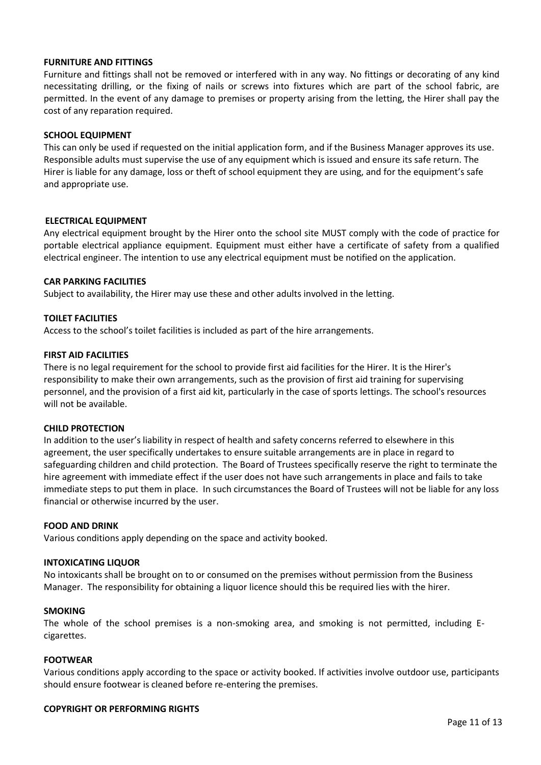**FURNITURE AND FITTINGS**

Furniture and fittings shall not be removed or interfered with in any way. No fittings or decorating of any kind necessitating drilling, or the fixing of nails or screws into fixtures which are part of the school fabric, are permitted. In the event of any damage to premises or property arising from the letting, the Hirer shall pay the cost of any reparation required.

**SCHOOL EQUIPMENT**

This can only be used if requested on the initial application form, and if the Business Manager approves its use. Responsible adults must supervise the use of any equipment which is issued and ensure its safe return. The Hirer is liable for any damage, loss or theft of school equipment they are using, and for the equipment's safe and appropriate use.

**ELECTRICAL EQUIPMENT**

Any electrical equipment brought by the Hirer onto the school site MUST comply with the code of practice for portable electrical appliance equipment. Equipment must either have a certificate of safety from a qualified electrical engineer. The intention to use any electrical equipment must be notified on the application.

**CAR PARKING FACILITIES**

Subject to availability, the Hirer may use these and other adults involved in the letting.

**TOILET FACILITIES**

Access to the school's toilet facilities is included as part of the hire arrangements.

**FIRST AID FACILITIES**

There is no legal requirement for the school to provide first aid facilities for the Hirer. It is the Hirer's responsibility to make their own arrangements, such as the provision of first aid training for supervising personnel, and the provision of a first aid kit, particularly in the case of sports lettings. The school's resources will not be available.

**CHILD PROTECTION**

In addition to the user's liability in respect of health and safety concerns referred to elsewhere in this agreement, the user specifically undertakes to ensure suitable arrangements are in place in regard to safeguarding children and child protection. The Board of Trustees specifically reserve the right to terminate the hire agreement with immediate effect if the user does not have such arrangements in place and fails to take immediate steps to put them in place. In such circumstances the Board of Trustees will not be liable for any loss financial or otherwise incurred by the user.

**FOOD AND DRINK**

Various conditions apply depending on the space and activity booked.

**INTOXICATING LIQUOR**

No intoxicants shall be brought on to or consumed on the premises without permission from the Business Manager. The responsibility for obtaining a liquor licence should this be required lies with the hirer.

**SMOKING**

The whole of the school premises is a non-smoking area, and smoking is not permitted, including E-cigarettes.

**FOOTWEAR**

Various conditions apply according to the space or activity booked. If activities involve outdoor use, participants should ensure footwear is cleaned before re-entering the premises.

**COPYRIGHT OR PERFORMING RIGHTS**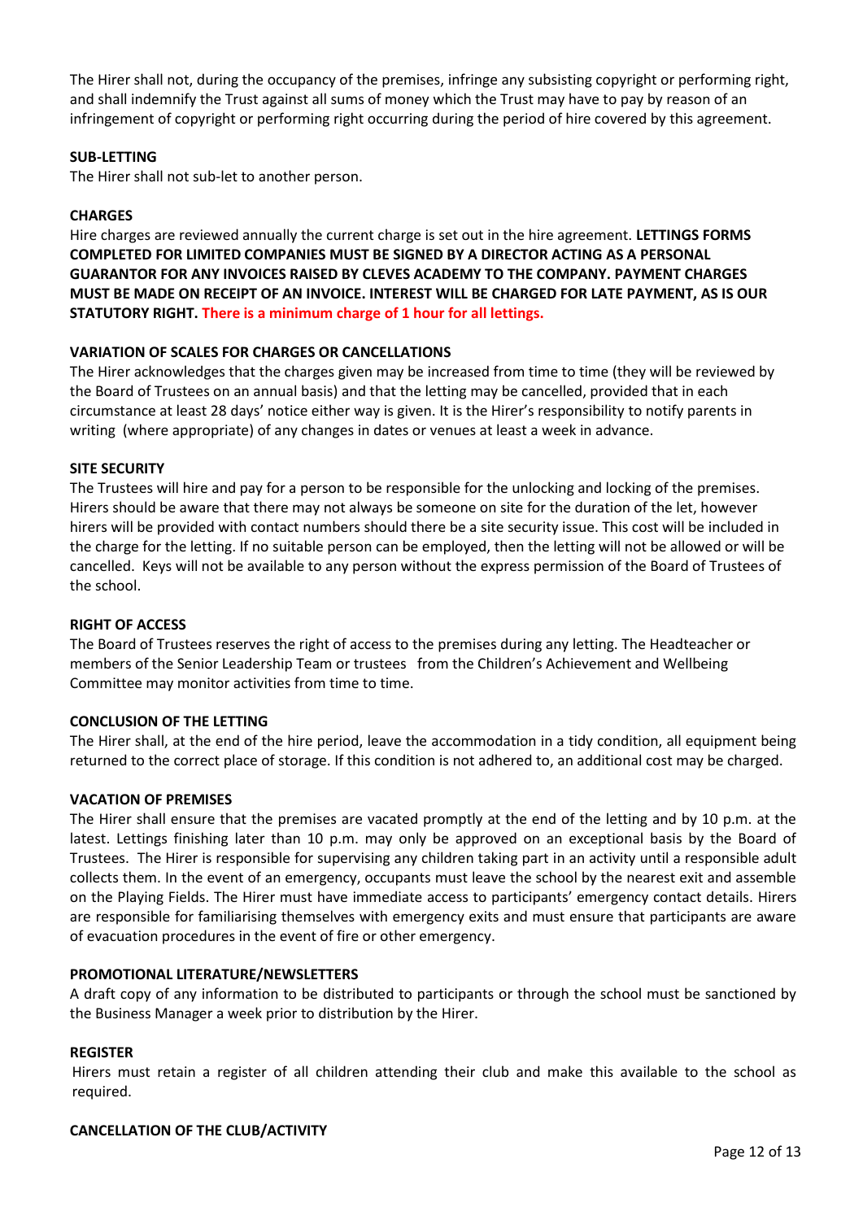The Hirer shall not, during the occupancy of the premises, infringe any subsisting copyright or performing right, and shall indemnify the Trust against all sums of money which the Trust may have to pay by reason of an infringement of copyright or performing right occurring during the period of hire covered by this agreement.

**SUB-LETTING**

The Hirer shall not sub-let to another person.

**CHARGES**

Hire charges are reviewed annually the current charge is set out in the hire agreement. **LETTINGS FORMS COMPLETED FOR LIMITED COMPANIES MUST BE SIGNED BY A DIRECTOR ACTING AS A PERSONAL GUARANTOR FOR ANY INVOICES RAISED BY CLEVES ACADEMY TO THE COMPANY. PAYMENT CHARGES MUST BE MADE ON RECEIPT OF AN INVOICE. INTEREST WILL BE CHARGED FOR LATE PAYMENT, AS IS OUR STATUTORY RIGHT. There is a minimum charge of 1 hour for all lettings.**

**VARIATION OF SCALES FOR CHARGES OR CANCELLATIONS**

The Hirer acknowledges that the charges given may be increased from time to time (they will be reviewed by the Board of Trustees on an annual basis) and that the letting may be cancelled, provided that in each circumstance at least 28 days' notice either way is given. It is the Hirer's responsibility to notify parents in writing (where appropriate) of any changes in dates or venues at least a week in advance.

**SITE SECURITY**

The Trustees will hire and pay for a person to be responsible for the unlocking and locking of the premises. Hirers should be aware that there may not always be someone on site for the duration of the let, however hirers will be provided with contact numbers should there be a site security issue. This cost will be included in the charge for the letting. If no suitable person can be employed, then the letting will not be allowed or will be cancelled. Keys will not be available to any person without the express permission of the Board of Trustees of the school.

**RIGHT OF ACCESS**

The Board of Trustees reserves the right of access to the premises during any letting. The Headteacher or members of the Senior Leadership Team or trustees from the Children's Achievement and Wellbeing Committee may monitor activities from time to time.

**CONCLUSION OF THE LETTING**

The Hirer shall, at the end of the hire period, leave the accommodation in a tidy condition, all equipment being returned to the correct place of storage. If this condition is not adhered to, an additional cost may be charged.

**VACATION OF PREMISES**

The Hirer shall ensure that the premises are vacated promptly at the end of the letting and by 10 p.m. at the latest. Lettings finishing later than 10 p.m. may only be approved on an exceptional basis by the Board of Trustees. The Hirer is responsible for supervising any children taking part in an activity until a responsible adult collects them. In the event of an emergency, occupants must leave the school by the nearest exit and assemble on the Playing Fields. The Hirer must have immediate access to participants' emergency contact details. Hirers are responsible for familiarising themselves with emergency exits and must ensure that participants are aware of evacuation procedures in the event of fire or other emergency.

**PROMOTIONAL LITERATURE/NEWSLETTERS**

A draft copy of any information to be distributed to participants or through the school must be sanctioned by the Business Manager a week prior to distribution by the Hirer.

**REGISTER**

Hirers must retain a register of all children attending their club and make this available to the school as required.

**CANCELLATION OF THE CLUB/ACTIVITY**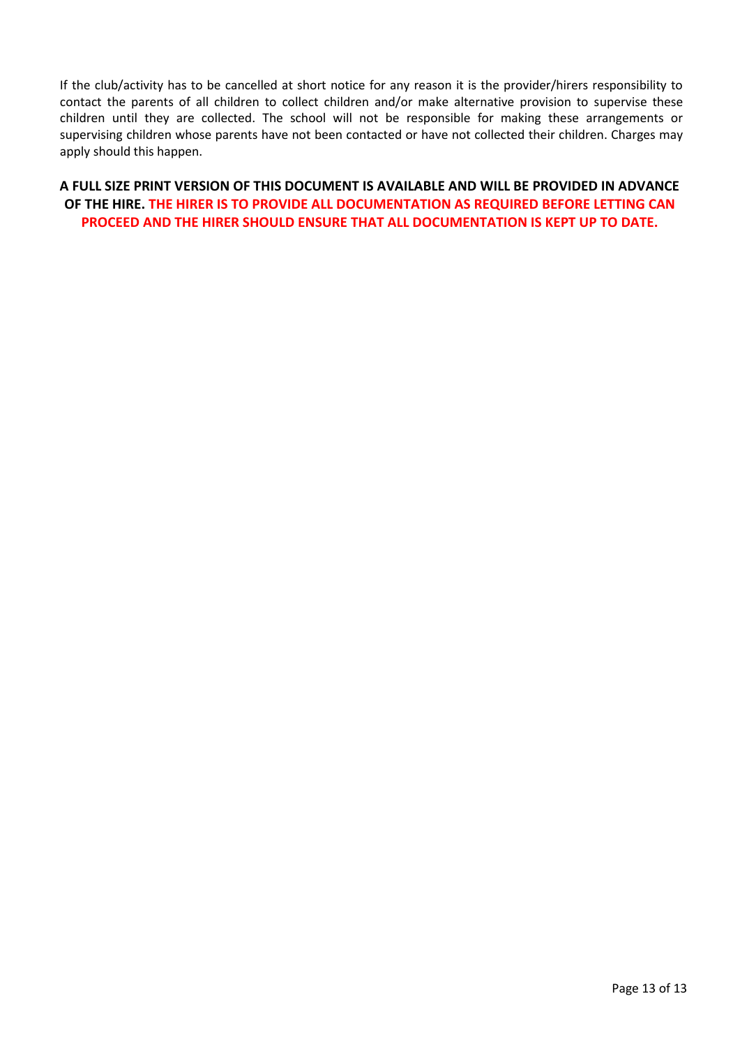If the club/activity has to be cancelled at short notice for any reason it is the provider/hirers responsibility to contact the parents of all children to collect children and/or make alternative provision to supervise these children until they are collected. The school will not be responsible for making these arrangements or supervising children whose parents have not been contacted or have not collected their children. Charges may apply should this happen.

**A FULL SIZE PRINT VERSION OF THIS DOCUMENT IS AVAILABLE AND WILL BE PROVIDED IN ADVANCE OF THE HIRE. THE HIRER IS TO PROVIDE ALL DOCUMENTATION AS REQUIRED BEFORE LETTING CAN PROCEED AND THE HIRER SHOULD ENSURE THAT ALL DOCUMENTATION IS KEPT UP TO DATE.**